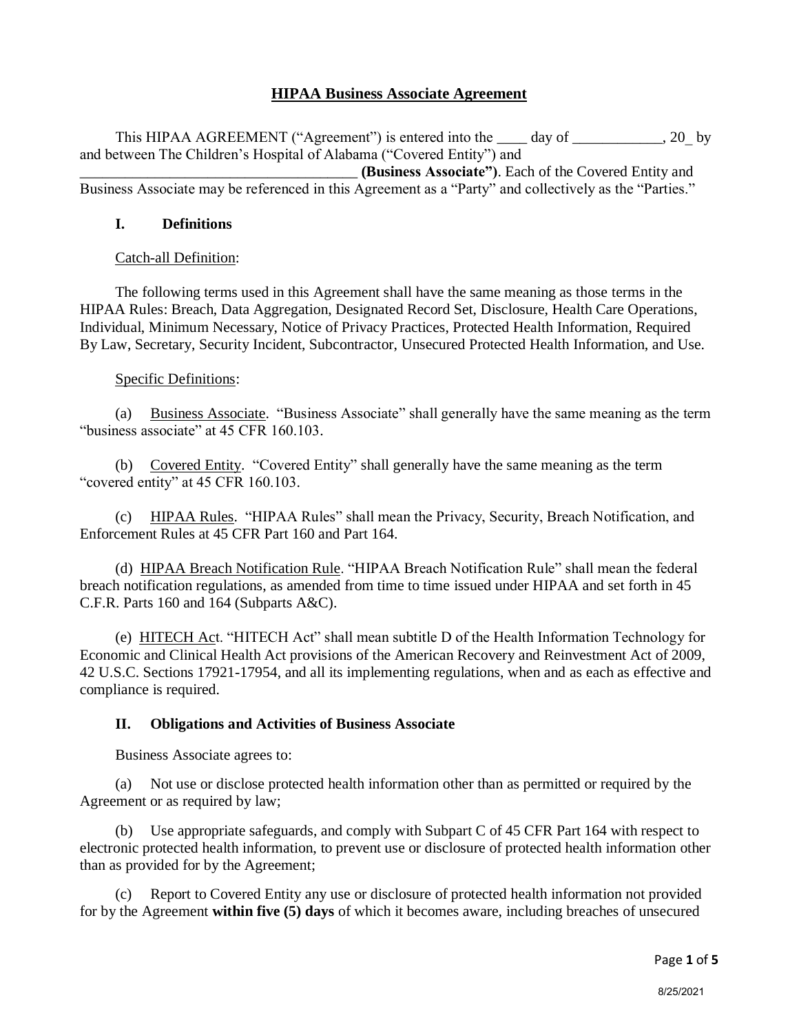# HIPAA Business Associate Agreement

This HIPAA AGREEMENT ("Agreement") is entered into the ____ day of ____________, 20_ by and between The Children's Hospital of Alabama ("Covered Entity") and ______________________________________ **(Business Associate")**. Each of the Covered Entity and Business Associate may be referenced in this Agreement as a "Party" and collectively as the "Parties."

## I. Definitions

Catch-all Definition:

The following terms used in this Agreement shall have the same meaning as those terms in the HIPAA Rules: Breach, Data Aggregation, Designated Record Set, Disclosure, Health Care Operations, Individual, Minimum Necessary, Notice of Privacy Practices, Protected Health Information, Required By Law, Secretary, Security Incident, Subcontractor, Unsecured Protected Health Information, and Use.

Specific Definitions:

(a) Business Associate. "Business Associate" shall generally have the same meaning as the term "business associate" at 45 CFR 160.103.

(b) Covered Entity. "Covered Entity" shall generally have the same meaning as the term "covered entity" at 45 CFR 160.103.

(c) HIPAA Rules. "HIPAA Rules" shall mean the Privacy, Security, Breach Notification, and Enforcement Rules at 45 CFR Part 160 and Part 164.

(d) HIPAA Breach Notification Rule. "HIPAA Breach Notification Rule" shall mean the federal breach notification regulations, as amended from time to time issued under HIPAA and set forth in 45 C.F.R. Parts 160 and 164 (Subparts A&C).

(e) HITECH Act. "HITECH Act" shall mean subtitle D of the Health Information Technology for Economic and Clinical Health Act provisions of the American Recovery and Reinvestment Act of 2009, 42 U.S.C. Sections 17921-17954, and all its implementing regulations, when and as each as effective and compliance is required.

## II. Obligations and Activities of Business Associate

Business Associate agrees to:

(a) Not use or disclose protected health information other than as permitted or required by the Agreement or as required by law;

(b) Use appropriate safeguards, and comply with Subpart C of 45 CFR Part 164 with respect to electronic protected health information, to prevent use or disclosure of protected health information other than as provided for by the Agreement;

(c) Report to Covered Entity any use or disclosure of protected health information not provided for by the Agreement **within five (5) days** of which it becomes aware, including breaches of unsecured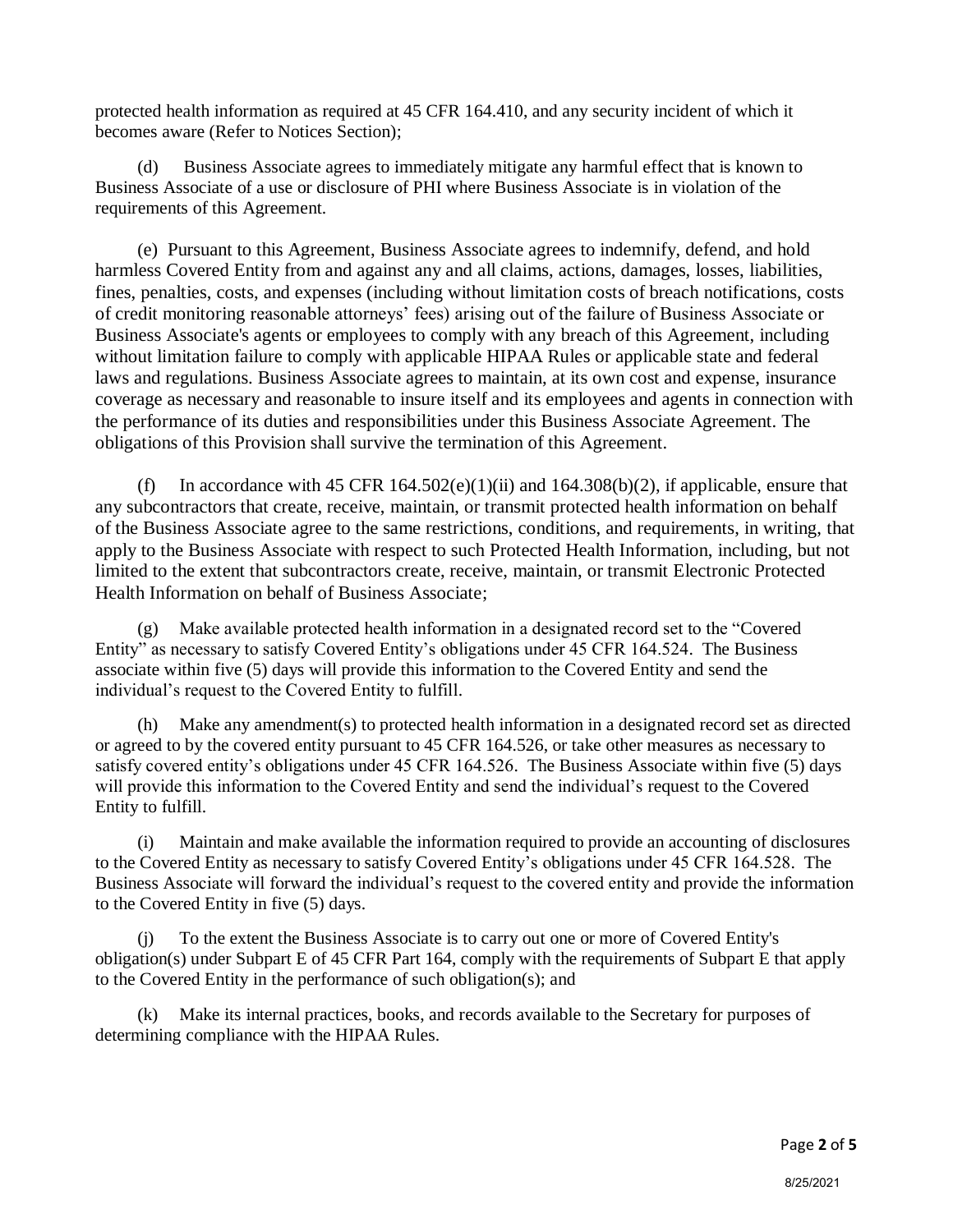protected health information as required at 45 CFR 164.410, and any security incident of which it becomes aware (Refer to Notices Section);

(d) Business Associate agrees to immediately mitigate any harmful effect that is known to Business Associate of a use or disclosure of PHI where Business Associate is in violation of the requirements of this Agreement.

(e) Pursuant to this Agreement, Business Associate agrees to indemnify, defend, and hold harmless Covered Entity from and against any and all claims, actions, damages, losses, liabilities, fines, penalties, costs, and expenses (including without limitation costs of breach notifications, costs of credit monitoring reasonable attorneys' fees) arising out of the failure of Business Associate or Business Associate's agents or employees to comply with any breach of this Agreement, including without limitation failure to comply with applicable HIPAA Rules or applicable state and federal laws and regulations. Business Associate agrees to maintain, at its own cost and expense, insurance coverage as necessary and reasonable to insure itself and its employees and agents in connection with the performance of its duties and responsibilities under this Business Associate Agreement. The obligations of this Provision shall survive the termination of this Agreement.

(f) In accordance with 45 CFR 164.502(e)(1)(ii) and 164.308(b)(2), if applicable, ensure that any subcontractors that create, receive, maintain, or transmit protected health information on behalf of the Business Associate agree to the same restrictions, conditions, and requirements, in writing, that apply to the Business Associate with respect to such Protected Health Information, including, but not limited to the extent that subcontractors create, receive, maintain, or transmit Electronic Protected Health Information on behalf of Business Associate;

(g) Make available protected health information in a designated record set to the "Covered Entity" as necessary to satisfy Covered Entity's obligations under 45 CFR 164.524. The Business associate within five (5) days will provide this information to the Covered Entity and send the individual's request to the Covered Entity to fulfill.

(h) Make any amendment(s) to protected health information in a designated record set as directed or agreed to by the covered entity pursuant to 45 CFR 164.526, or take other measures as necessary to satisfy covered entity's obligations under 45 CFR 164.526. The Business Associate within five (5) days will provide this information to the Covered Entity and send the individual's request to the Covered Entity to fulfill.

(i) Maintain and make available the information required to provide an accounting of disclosures to the Covered Entity as necessary to satisfy Covered Entity's obligations under 45 CFR 164.528. The Business Associate will forward the individual's request to the covered entity and provide the information to the Covered Entity in five (5) days.

(j) To the extent the Business Associate is to carry out one or more of Covered Entity's obligation(s) under Subpart E of 45 CFR Part 164, comply with the requirements of Subpart E that apply to the Covered Entity in the performance of such obligation(s); and

(k) Make its internal practices, books, and records available to the Secretary for purposes of determining compliance with the HIPAA Rules.

8/25/2021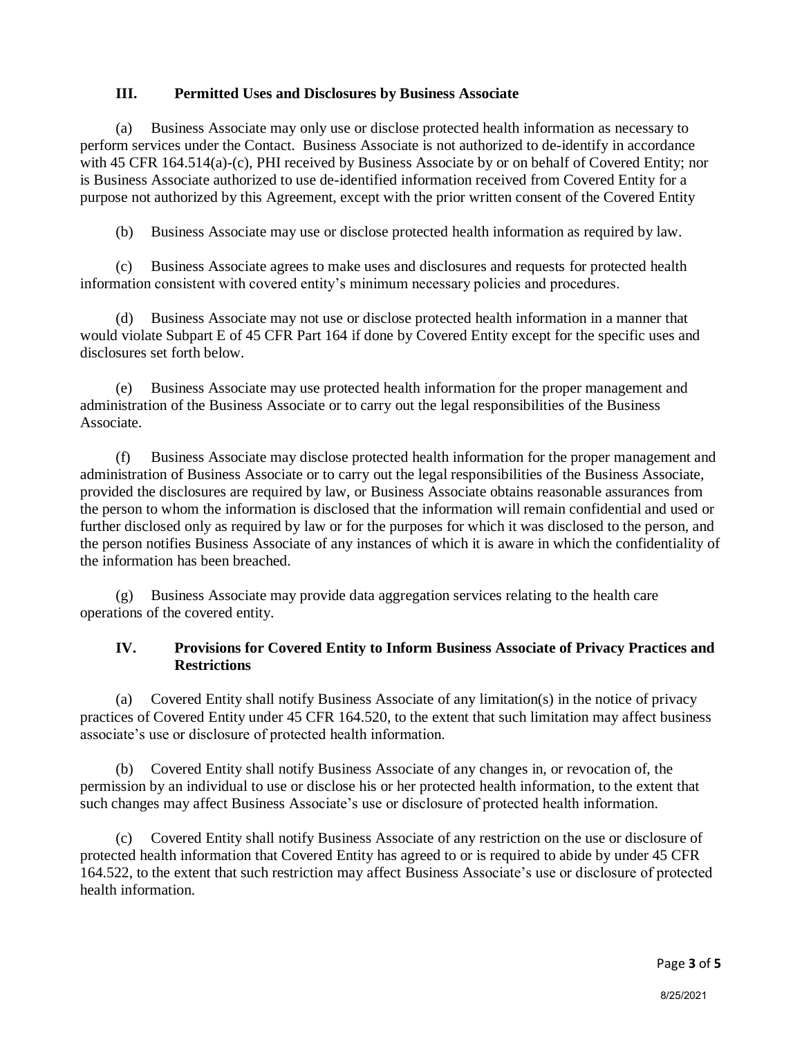## III. Permitted Uses and Disclosures by Business Associate

(a) Business Associate may only use or disclose protected health information as necessary to perform services under the Contact. Business Associate is not authorized to de-identify in accordance with 45 CFR 164.514(a)-(c), PHI received by Business Associate by or on behalf of Covered Entity; nor is Business Associate authorized to use de-identified information received from Covered Entity for a purpose not authorized by this Agreement, except with the prior written consent of the Covered Entity

(b) Business Associate may use or disclose protected health information as required by law.

(c) Business Associate agrees to make uses and disclosures and requests for protected health information consistent with covered entity's minimum necessary policies and procedures.

(d) Business Associate may not use or disclose protected health information in a manner that would violate Subpart E of 45 CFR Part 164 if done by Covered Entity except for the specific uses and disclosures set forth below.

(e) Business Associate may use protected health information for the proper management and administration of the Business Associate or to carry out the legal responsibilities of the Business Associate.

(f) Business Associate may disclose protected health information for the proper management and administration of Business Associate or to carry out the legal responsibilities of the Business Associate, provided the disclosures are required by law, or Business Associate obtains reasonable assurances from the person to whom the information is disclosed that the information will remain confidential and used or further disclosed only as required by law or for the purposes for which it was disclosed to the person, and the person notifies Business Associate of any instances of which it is aware in which the confidentiality of the information has been breached.

(g) Business Associate may provide data aggregation services relating to the health care operations of the covered entity.

## IV. Provisions for Covered Entity to Inform Business Associate of Privacy Practices and Restrictions

(a) Covered Entity shall notify Business Associate of any limitation(s) in the notice of privacy practices of Covered Entity under 45 CFR 164.520, to the extent that such limitation may affect business associate's use or disclosure of protected health information.

(b) Covered Entity shall notify Business Associate of any changes in, or revocation of, the permission by an individual to use or disclose his or her protected health information, to the extent that such changes may affect Business Associate's use or disclosure of protected health information.

(c) Covered Entity shall notify Business Associate of any restriction on the use or disclosure of protected health information that Covered Entity has agreed to or is required to abide by under 45 CFR 164.522, to the extent that such restriction may affect Business Associate's use or disclosure of protected health information.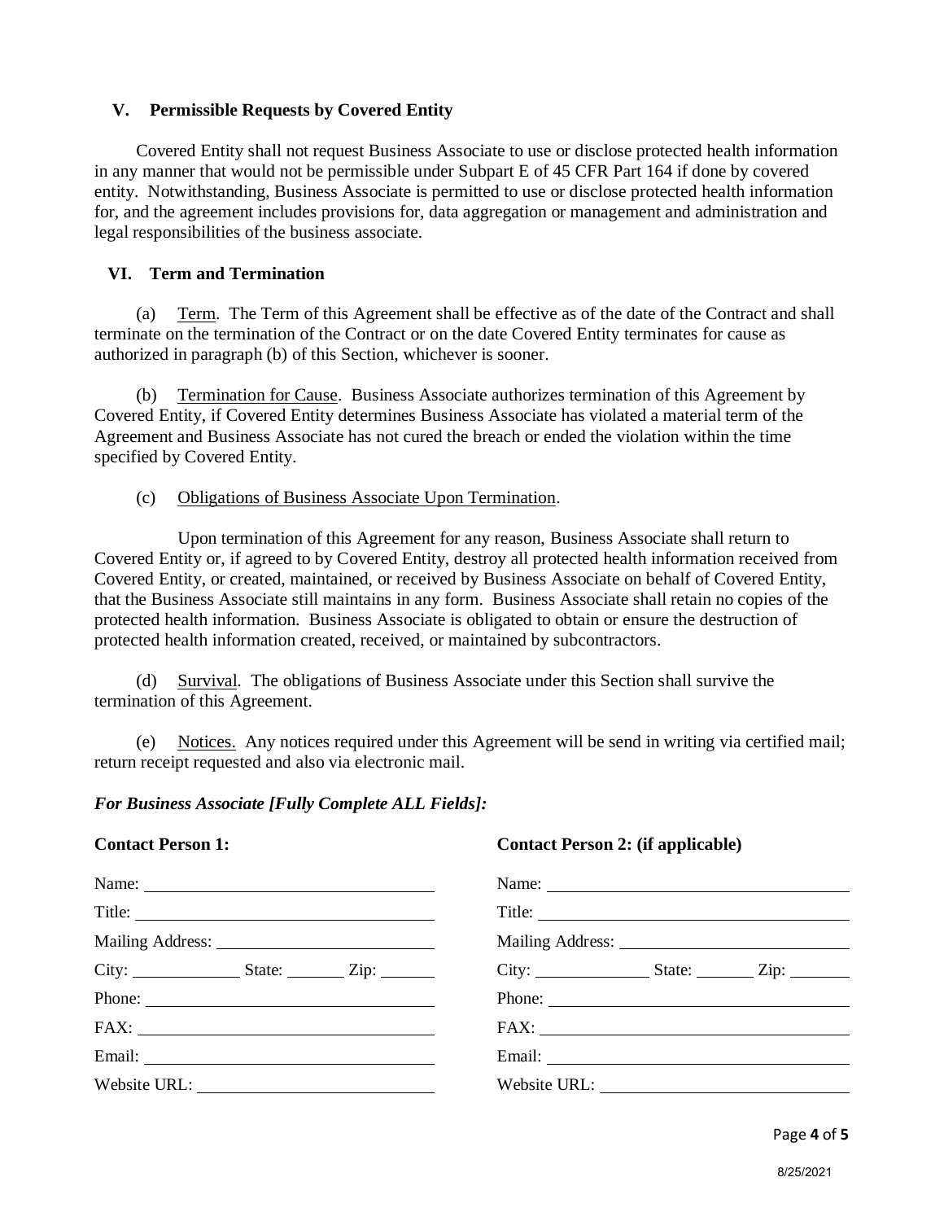## V. Permissible Requests by Covered Entity

Covered Entity shall not request Business Associate to use or disclose protected health information in any manner that would not be permissible under Subpart E of 45 CFR Part 164 if done by covered entity. Notwithstanding, Business Associate is permitted to use or disclose protected health information for, and the agreement includes provisions for, data aggregation or management and administration and legal responsibilities of the business associate.

## VI. Term and Termination

(a) Term. The Term of this Agreement shall be effective as of the date of the Contract and shall terminate on the termination of the Contract or on the date Covered Entity terminates for cause as authorized in paragraph (b) of this Section, whichever is sooner.

(b) Termination for Cause. Business Associate authorizes termination of this Agreement by Covered Entity, if Covered Entity determines Business Associate has violated a material term of the Agreement and Business Associate has not cured the breach or ended the violation within the time specified by Covered Entity.

(c) Obligations of Business Associate Upon Termination.

Upon termination of this Agreement for any reason, Business Associate shall return to Covered Entity or, if agreed to by Covered Entity, destroy all protected health information received from Covered Entity, or created, maintained, or received by Business Associate on behalf of Covered Entity, that the Business Associate still maintains in any form. Business Associate shall retain no copies of the protected health information. Business Associate is obligated to obtain or ensure the destruction of protected health information created, received, or maintained by subcontractors.

(d) Survival. The obligations of Business Associate under this Section shall survive the termination of this Agreement.

(e) Notices. Any notices required under this Agreement will be send in writing via certified mail; return receipt requested and also via electronic mail.

***For Business Associate [Fully Complete ALL Fields]:***

**Contact Person 1:**

Name: ____________________

Title: ____________________

Mailing Address: ____________________

City: __________ State: ______ Zip: ______

Phone: ____________________

FAX: ____________________

Email: ____________________

Website URL: ____________________

**Contact Person 2: (if applicable)**

Name: ____________________

Title: ____________________

Mailing Address: ____________________

City: __________ State: ______ Zip: ______

Phone: ____________________

FAX: ____________________

Email: ____________________

Website URL: ____________________

8/25/2021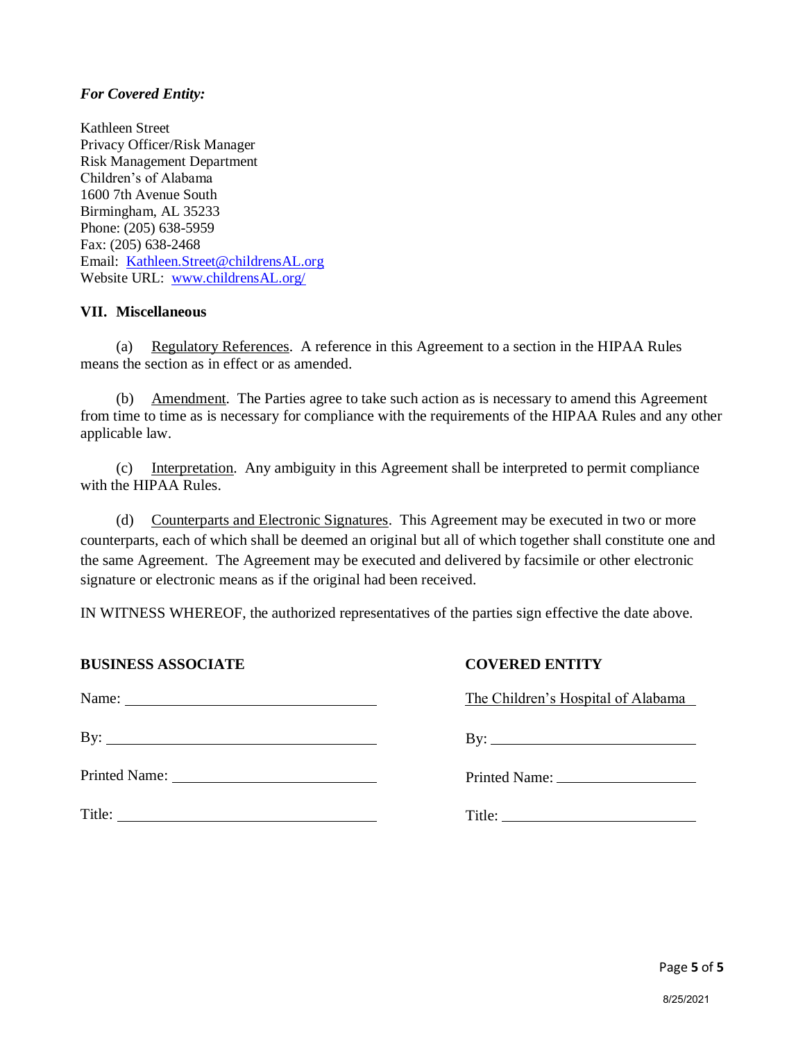***For Covered Entity:***

Kathleen Street
Privacy Officer/Risk Manager
Risk Management Department
Children's of Alabama
1600 7th Avenue South
Birmingham, AL 35233
Phone: (205) 638-5959
Fax: (205) 638-2468
Email: Kathleen.Street@childrensAL.org
Website URL: www.childrensAL.org/

## VII. Miscellaneous

(a) Regulatory References. A reference in this Agreement to a section in the HIPAA Rules means the section as in effect or as amended.

(b) Amendment. The Parties agree to take such action as is necessary to amend this Agreement from time to time as is necessary for compliance with the requirements of the HIPAA Rules and any other applicable law.

(c) Interpretation. Any ambiguity in this Agreement shall be interpreted to permit compliance with the HIPAA Rules.

(d) Counterparts and Electronic Signatures. This Agreement may be executed in two or more counterparts, each of which shall be deemed an original but all of which together shall constitute one and the same Agreement. The Agreement may be executed and delivered by facsimile or other electronic signature or electronic means as if the original had been received.

IN WITNESS WHEREOF, the authorized representatives of the parties sign effective the date above.

| | |
|---|---|
| **BUSINESS ASSOCIATE** | **COVERED ENTITY** |
| Name: ______________________ | The Children's Hospital of Alabama |
| By: ______________________ | By: ______________________ |
| Printed Name: ______________________ | Printed Name: ______________________ |
| Title: ______________________ | Title: ______________________ |

8/25/2021